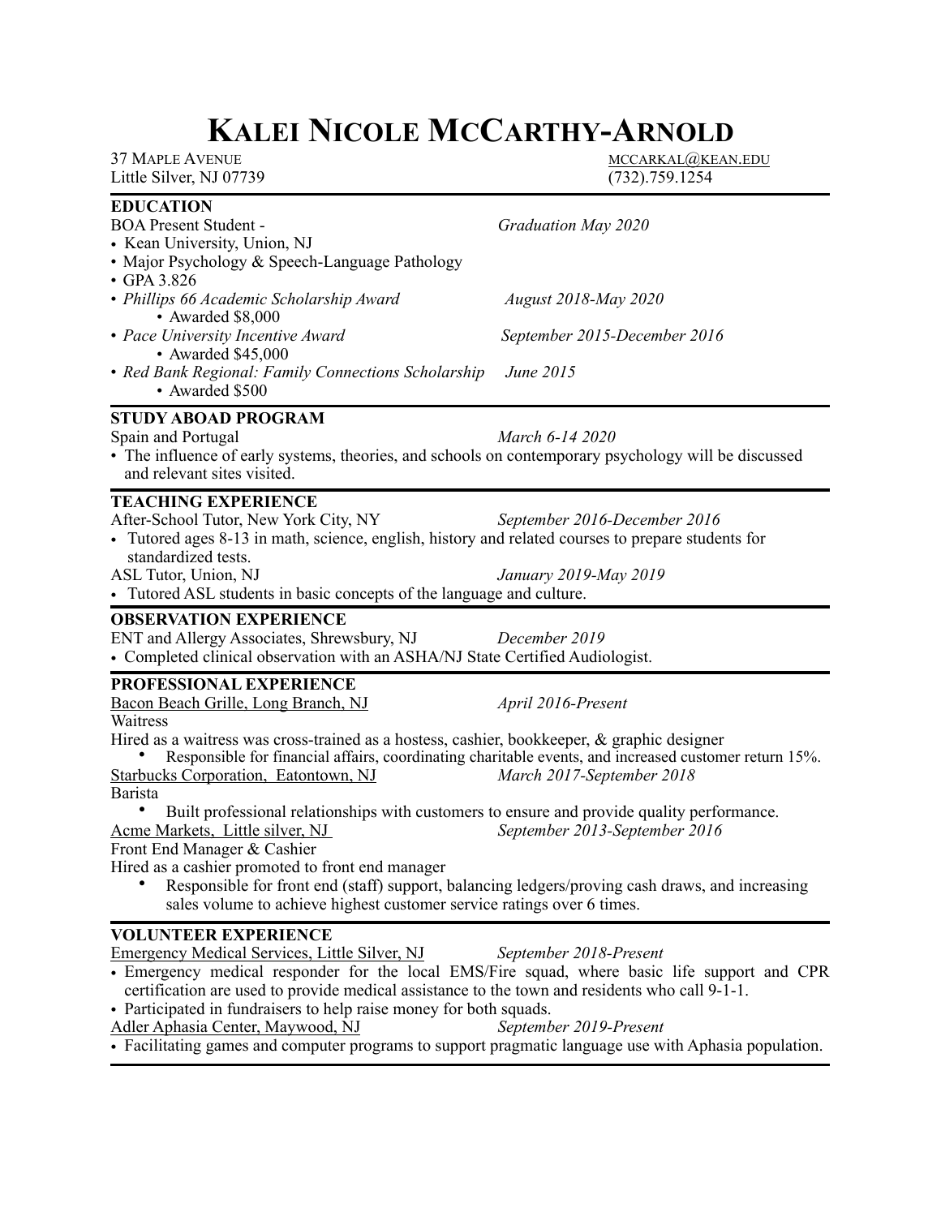# Kalei Nicole McCarthy-Arnold

37 Maple Avenue
Little Silver, NJ 07739

mccarkal@kean.edu
(732).759.1254

## EDUCATION

BOA Present Student - *Graduation May 2020*

- Kean University, Union, NJ
- Major Psychology & Speech-Language Pathology
- GPA 3.826
- *Phillips 66 Academic Scholarship Award* — *August 2018-May 2020*
  - Awarded $8,000
- *Pace University Incentive Award* — *September 2015-December 2016*
  - Awarded $45,000
- *Red Bank Regional: Family Connections Scholarship* — *June 2015*
  - Awarded $500

## STUDY ABOAD PROGRAM

Spain and Portugal — *March 6-14 2020*

- The influence of early systems, theories, and schools on contemporary psychology will be discussed and relevant sites visited.

## TEACHING EXPERIENCE

After-School Tutor, New York City, NY — *September 2016-December 2016*

- Tutored ages 8-13 in math, science, english, history and related courses to prepare students for standardized tests.

ASL Tutor, Union, NJ — *January 2019-May 2019*

- Tutored ASL students in basic concepts of the language and culture.

## OBSERVATION EXPERIENCE

ENT and Allergy Associates, Shrewsbury, NJ — *December 2019*

- Completed clinical observation with an ASHA/NJ State Certified Audiologist.

## PROFESSIONAL EXPERIENCE

Bacon Beach Grille, Long Branch, NJ — *April 2016-Present*

Waitress

Hired as a waitress was cross-trained as a hostess, cashier, bookkeeper, & graphic designer

- Responsible for financial affairs, coordinating charitable events, and increased customer return 15%.

Starbucks Corporation, Eatontown, NJ — *March 2017-September 2018*

Barista

- Built professional relationships with customers to ensure and provide quality performance.

Acme Markets, Little silver, NJ — *September 2013-September 2016*

Front End Manager & Cashier

Hired as a cashier promoted to front end manager

- Responsible for front end (staff) support, balancing ledgers/proving cash draws, and increasing sales volume to achieve highest customer service ratings over 6 times.

## VOLUNTEER EXPERIENCE

Emergency Medical Services, Little Silver, NJ — *September 2018-Present*

- Emergency medical responder for the local EMS/Fire squad, where basic life support and CPR certification are used to provide medical assistance to the town and residents who call 9-1-1.
- Participated in fundraisers to help raise money for both squads.

Adler Aphasia Center, Maywood, NJ — *September 2019-Present*

- Facilitating games and computer programs to support pragmatic language use with Aphasia population.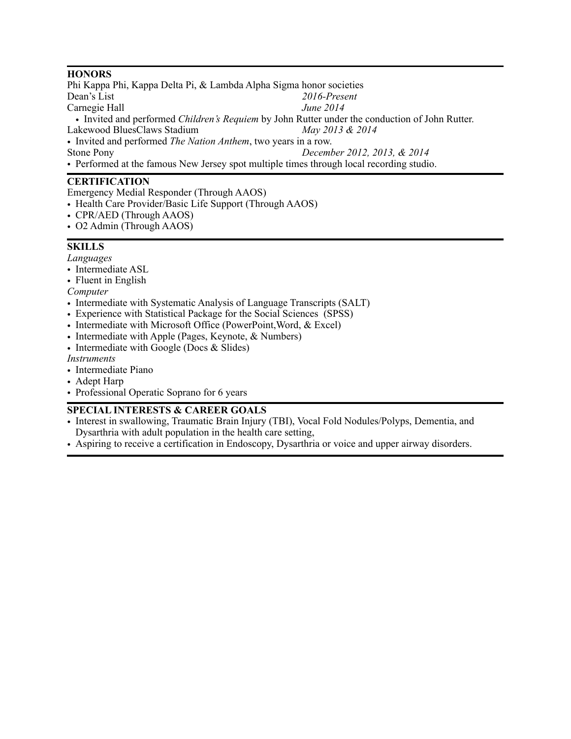## HONORS

Phi Kappa Phi, Kappa Delta Pi, & Lambda Alpha Sigma honor societies

Dean's List *2016-Present*

Carnegie Hall *June 2014*

- Invited and performed *Children's Requiem* by John Rutter under the conduction of John Rutter.

Lakewood BluesClaws Stadium *May 2013 & 2014*

- Invited and performed *The Nation Anthem*, two years in a row.

Stone Pony *December 2012, 2013, & 2014*

- Performed at the famous New Jersey spot multiple times through local recording studio.

## CERTIFICATION

Emergency Medial Responder (Through AAOS)

- Health Care Provider/Basic Life Support (Through AAOS)
- CPR/AED (Through AAOS)
- O2 Admin (Through AAOS)

## SKILLS

*Languages*

- Intermediate ASL
- Fluent in English

*Computer*

- Intermediate with Systematic Analysis of Language Transcripts (SALT)
- Experience with Statistical Package for the Social Sciences (SPSS)
- Intermediate with Microsoft Office (PowerPoint,Word, & Excel)
- Intermediate with Apple (Pages, Keynote, & Numbers)
- Intermediate with Google (Docs & Slides)

*Instruments*

- Intermediate Piano
- Adept Harp
- Professional Operatic Soprano for 6 years

## SPECIAL INTERESTS & CAREER GOALS

- Interest in swallowing, Traumatic Brain Injury (TBI), Vocal Fold Nodules/Polyps, Dementia, and Dysarthria with adult population in the health care setting,
- Aspiring to receive a certification in Endoscopy, Dysarthria or voice and upper airway disorders.